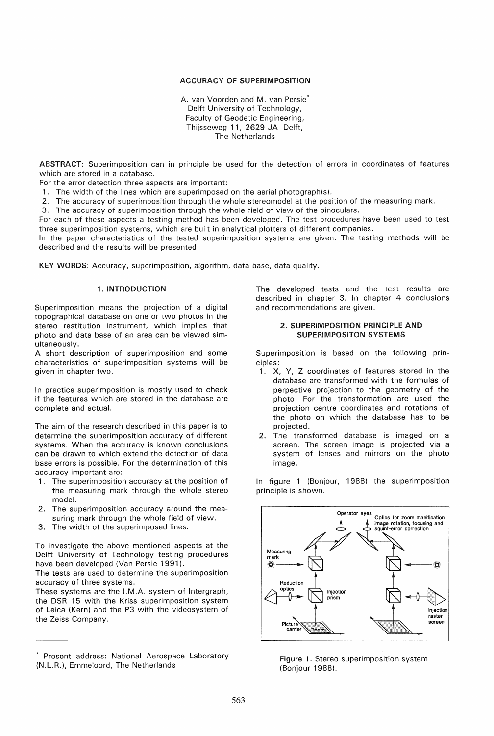# ACCURACY OF SUPERIMPOSITION

A. van Voorden and M. van Persie*
Delft University of Technology,
Faculty of Geodetic Engineering,
Thijsseweg 11, 2629 JA Delft,
The Netherlands

**ABSTRACT**: Superimposition can in principle be used for the detection of errors in coordinates of features which are stored in a database.
For the error detection three aspects are important:

1. The width of the lines which are superimposed on the aerial photograph(s).
2. The accuracy of superimposition through the whole stereomodel at the position of the measuring mark.
3. The accuracy of superimposition through the whole field of view of the binoculars.

For each of these aspects a testing method has been developed. The test procedures have been used to test three superimposition systems, which are built in analytical plotters of different companies.
In the paper characteristics of the tested superimposition systems are given. The testing methods will be described and the results will be presented.

**KEY WORDS**: Accuracy, superimposition, algorithm, data base, data quality.

## 1. INTRODUCTION

Superimposition means the projection of a digital topographical database on one or two photos in the stereo restitution instrument, which implies that photo and data base of an area can be viewed simultaneously.
A short description of superimposition and some characteristics of superimposition systems will be given in chapter two.

In practice superimposition is mostly used to check if the features which are stored in the database are complete and actual.

The aim of the research described in this paper is to determine the superimposition accuracy of different systems. When the accuracy is known conclusions can be drawn to which extend the detection of data base errors is possible. For the determination of this accuracy important are:

1. The superimposition accuracy at the position of the measuring mark through the whole stereo model.
2. The superimposition accuracy around the measuring mark through the whole field of view.
3. The width of the superimposed lines.

To investigate the above mentioned aspects at the Delft University of Technology testing procedures have been developed (Van Persie 1991).
The tests are used to determine the superimposition accuracy of three systems.
These systems are the I.M.A. system of Intergraph, the DSR 15 with the Kriss superimposition system of Leica (Kern) and the P3 with the videosystem of the Zeiss Company.

The developed tests and the test results are described in chapter 3. In chapter 4 conclusions and recommendations are given.

## 2. SUPERIMPOSITION PRINCIPLE AND SUPERIMPOSITON SYSTEMS

Superimposition is based on the following principles:

1. X, Y, Z coordinates of features stored in the database are transformed with the formulas of perpective projection to the geometry of the photo. For the transformation are used the projection centre coordinates and rotations of the photo on which the database has to be projected.
2. The transformed database is imaged on a screen. The screen image is projected via a system of lenses and mirrors on the photo image.

In figure 1 (Bonjour, 1988) the superimposition principle is shown.

Operator eyes
Optics for zoom manification, image rotation, focusing and squint-error correction
Measuring mark
Reduction optics
Injection prism
Injection raster screen
Picture carrier
Photo

**Figure 1.** Stereo superimposition system (Bonjour 1988).

---

* Present address: National Aerospace Laboratory (N.L.R.), Emmeloord, The Netherlands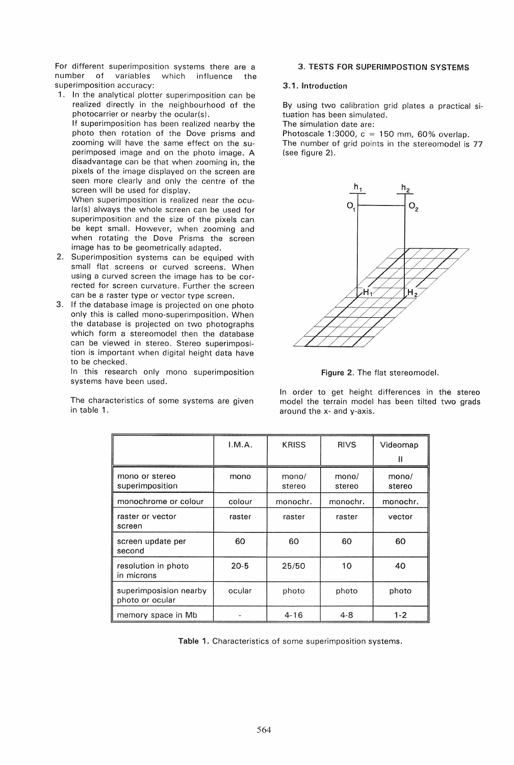For different superimposition systems there are a number of variables which influence the superimposition accuracy:

1. In the analytical plotter superimposition can be realized directly in the neighbourhood of the photocarrier or nearby the ocular(s).
   If superimposition has been realized nearby the photo then rotation of the Dove prisms and zooming will have the same effect on the superimposed image and on the photo image. A disadvantage can be that when zooming in, the pixels of the image displayed on the screen are seen more clearly and only the centre of the screen will be used for display.
   When superimposition is realized near the ocular(s) always the whole screen can be used for superimposition and the size of the pixels can be kept small. However, when zooming and when rotating the Dove Prisms the screen image has to be geometrically adapted.
2. Superimposition systems can be equiped with small flat screens or curved screens. When using a curved screen the image has to be corrected for screen curvature. Further the screen can be a raster type or vector type screen.
3. If the database image is projected on one photo only this is called mono-superimposition. When the database is projected on two photographs which form a stereomodel then the database can be viewed in stereo. Stereo superimposition is important when digital height data have to be checked.
   In this research only mono superimposition systems have been used.

The characteristics of some systems are given in table 1.

## 3. TESTS FOR SUPERIMPOSTION SYSTEMS

### 3.1. Introduction

By using two calibration grid plates a practical situation has been simulated.
The simulation date are:
Photoscale 1:3000, c = 150 mm, 60% overlap.
The number of grid points in the stereomodel is 77 (see figure 2).

Figure 2. The flat stereomodel.

In order to get height differences in the stereo model the terrain model has been tilted two grads around the x- and y-axis.

| | I.M.A. | KRISS | RIVS | Videomap II |
|---|---|---|---|---|
| mono or stereo superimposition | mono | mono/ stereo | mono/ stereo | mono/ stereo |
| monochrome or colour | colour | monochr. | monochr. | monochr. |
| raster or vector screen | raster | raster | raster | vector |
| screen update per second | 60 | 60 | 60 | 60 |
| resolution in photo in microns | 20-5 | 25/50 | 10 | 40 |
| superimposision nearby photo or ocular | ocular | photo | photo | photo |
| memory space in Mb | - | 4-16 | 4-8 | 1-2 |

**Table 1.** Characteristics of some superimposition systems.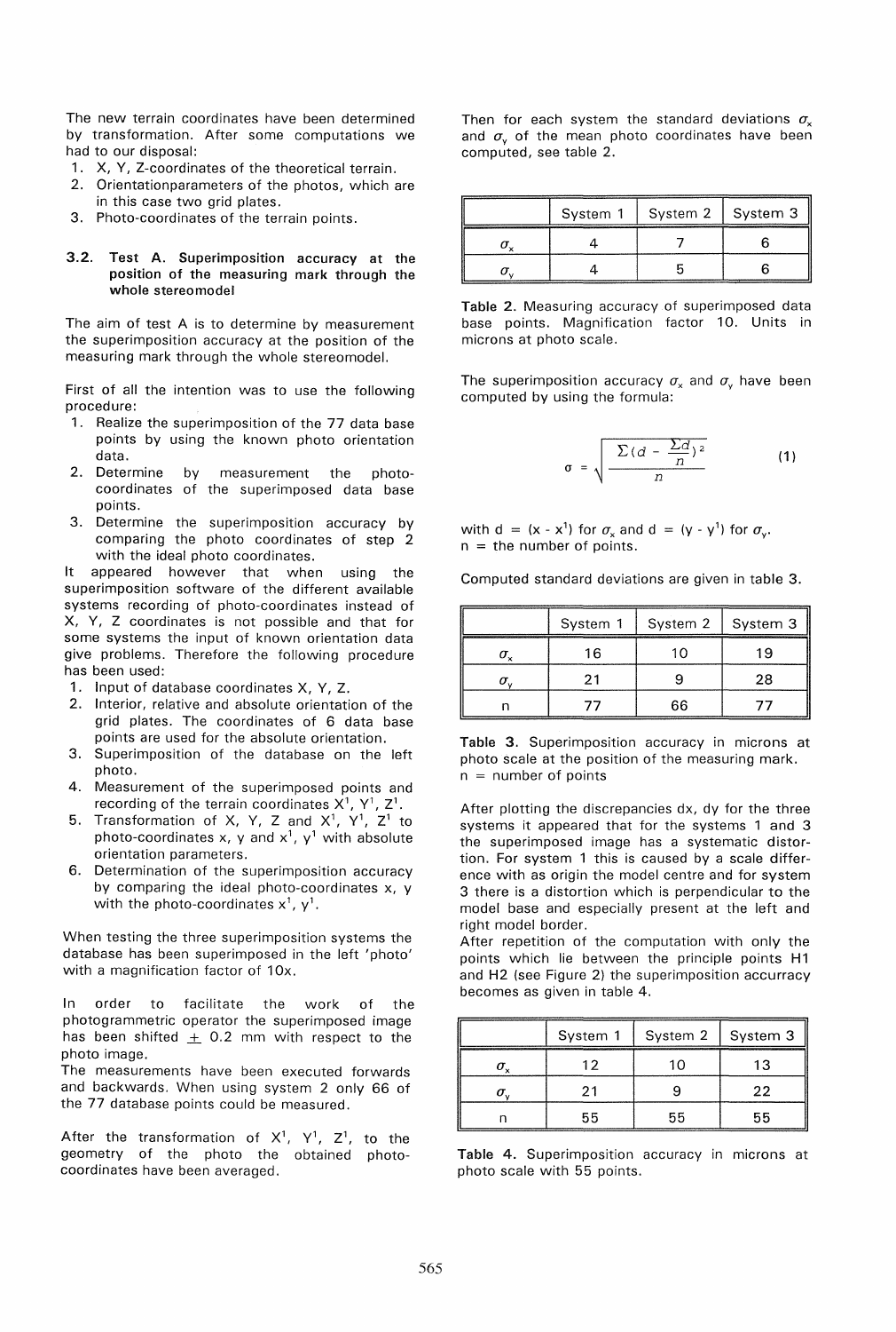The new terrain coordinates have been determined by transformation. After some computations we had to our disposal:

1. X, Y, Z-coordinates of the theoretical terrain.
2. Orientationparameters of the photos, which are in this case two grid plates.
3. Photo-coordinates of the terrain points.

### 3.2. Test A. Superimposition accuracy at the position of the measuring mark through the whole stereomodel

The aim of test A is to determine by measurement the superimposition accuracy at the position of the measuring mark through the whole stereomodel.

First of all the intention was to use the following procedure:

1. Realize the superimposition of the 77 data base points by using the known photo orientation data.
2. Determine by measurement the photo-coordinates of the superimposed data base points.
3. Determine the superimposition accuracy by comparing the photo coordinates of step 2 with the ideal photo coordinates.

It appeared however that when using the superimposition software of the different available systems recording of photo-coordinates instead of X, Y, Z coordinates is not possible and that for some systems the input of known orientation data give problems. Therefore the following procedure has been used:

1. Input of database coordinates X, Y, Z.
2. Interior, relative and absolute orientation of the grid plates. The coordinates of 6 data base points are used for the absolute orientation.
3. Superimposition of the database on the left photo.
4. Measurement of the superimposed points and recording of the terrain coordinates $X^1$, $Y^1$, $Z^1$.
5. Transformation of X, Y, Z and $X^1$, $Y^1$, $Z^1$ to photo-coordinates x, y and $x^1$, $y^1$ with absolute orientation parameters.
6. Determination of the superimposition accuracy by comparing the ideal photo-coordinates x, y with the photo-coordinates $x^1$, $y^1$.

When testing the three superimposition systems the database has been superimposed in the left 'photo' with a magnification factor of 10x.

In order to facilitate the work of the photogrammetric operator the superimposed image has been shifted $\pm$ 0.2 mm with respect to the photo image.
The measurements have been executed forwards and backwards. When using system 2 only 66 of the 77 database points could be measured.

After the transformation of $X^1$, $Y^1$, $Z^1$, to the geometry of the photo the obtained photo-coordinates have been averaged.

Then for each system the standard deviations $\sigma_x$ and $\sigma_y$ of the mean photo coordinates have been computed, see table 2.

| | System 1 | System 2 | System 3 |
|---|---|---|---|
| $\sigma_x$ | 4 | 7 | 6 |
| $\sigma_y$ | 4 | 5 | 6 |

Table 2. Measuring accuracy of superimposed data base points. Magnification factor 10. Units in microns at photo scale.

The superimposition accuracy $\sigma_x$ and $\sigma_y$ have been computed by using the formula:

$$\sigma = \sqrt{\frac{\Sigma(d - \frac{\Sigma d}{n})^2}{n}} \tag{1}$$

with d = (x - $x^1$) for $\sigma_x$ and d = (y - $y^1$) for $\sigma_y$.
n = the number of points.

Computed standard deviations are given in table 3.

| | System 1 | System 2 | System 3 |
|---|---|---|---|
| $\sigma_x$ | 16 | 10 | 19 |
| $\sigma_y$ | 21 | 9 | 28 |
| n | 77 | 66 | 77 |

Table 3. Superimposition accuracy in microns at photo scale at the position of the measuring mark.
n = number of points

After plotting the discrepancies dx, dy for the three systems it appeared that for the systems 1 and 3 the superimposed image has a systematic distortion. For system 1 this is caused by a scale difference with as origin the model centre and for system 3 there is a distortion which is perpendicular to the model base and especially present at the left and right model border.
After repetition of the computation with only the points which lie between the principle points H1 and H2 (see Figure 2) the superimposition accurracy becomes as given in table 4.

| | System 1 | System 2 | System 3 |
|---|---|---|---|
| $\sigma_x$ | 12 | 10 | 13 |
| $\sigma_y$ | 21 | 9 | 22 |
| n | 55 | 55 | 55 |

Table 4. Superimposition accuracy in microns at photo scale with 55 points.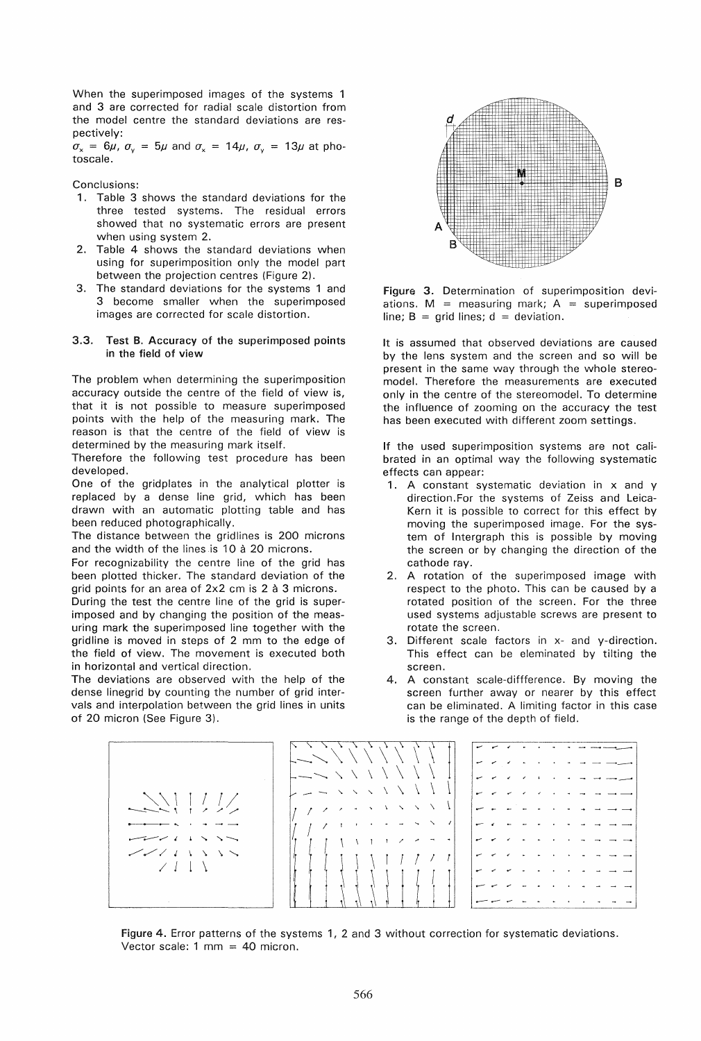When the superimposed images of the systems 1 and 3 are corrected for radial scale distortion from the model centre the standard deviations are respectively:

$\sigma_x = 6\mu$, $\sigma_y = 5\mu$ and $\sigma_x = 14\mu$, $\sigma_y = 13\mu$ at photoscale.

Conclusions:

1. Table 3 shows the standard deviations for the three tested systems. The residual errors showed that no systematic errors are present when using system 2.
2. Table 4 shows the standard deviations when using for superimposition only the model part between the projection centres (Figure 2).
3. The standard deviations for the systems 1 and 3 become smaller when the superimposed images are corrected for scale distortion.

### 3.3. Test B. Accuracy of the superimposed points in the field of view

The problem when determining the superimposition accuracy outside the centre of the field of view is, that it is not possible to measure superimposed points with the help of the measuring mark. The reason is that the centre of the field of view is determined by the measuring mark itself.

Therefore the following test procedure has been developed.

One of the gridplates in the analytical plotter is replaced by a dense line grid, which has been drawn with an automatic plotting table and has been reduced photographically.

The distance between the gridlines is 200 microns and the width of the lines is 10 à 20 microns.

For recognizability the centre line of the grid has been plotted thicker. The standard deviation of the grid points for an area of 2x2 cm is 2 à 3 microns.

During the test the centre line of the grid is superimposed and by changing the position of the measuring mark the superimposed line together with the gridline is moved in steps of 2 mm to the edge of the field of view. The movement is executed both in horizontal and vertical direction.

The deviations are observed with the help of the dense linegrid by counting the number of grid intervals and interpolation between the grid lines in units of 20 micron (See Figure 3).

Figure 3. Determination of superimposition deviations. M = measuring mark; A = superimposed line; B = grid lines; d = deviation.

It is assumed that observed deviations are caused by the lens system and the screen and so will be present in the same way through the whole stereomodel. Therefore the measurements are executed only in the centre of the stereomodel. To determine the influence of zooming on the accuracy the test has been executed with different zoom settings.

If the used superimposition systems are not calibrated in an optimal way the following systematic effects can appear:

1. A constant systematic deviation in x and y direction.For the systems of Zeiss and Leica-Kern it is possible to correct for this effect by moving the superimposed image. For the system of Intergraph this is possible by moving the screen or by changing the direction of the cathode ray.
2. A rotation of the superimposed image with respect to the photo. This can be caused by a rotated position of the screen. For the three used systems adjustable screws are present to rotate the screen.
3. Different scale factors in x- and y-direction. This effect can be eleminated by tilting the screen.
4. A constant scale-diffference. By moving the screen further away or nearer by this effect can be eliminated. A limiting factor in this case is the range of the depth of field.

Figure 4. Error patterns of the systems 1, 2 and 3 without correction for systematic deviations. Vector scale: 1 mm = 40 micron.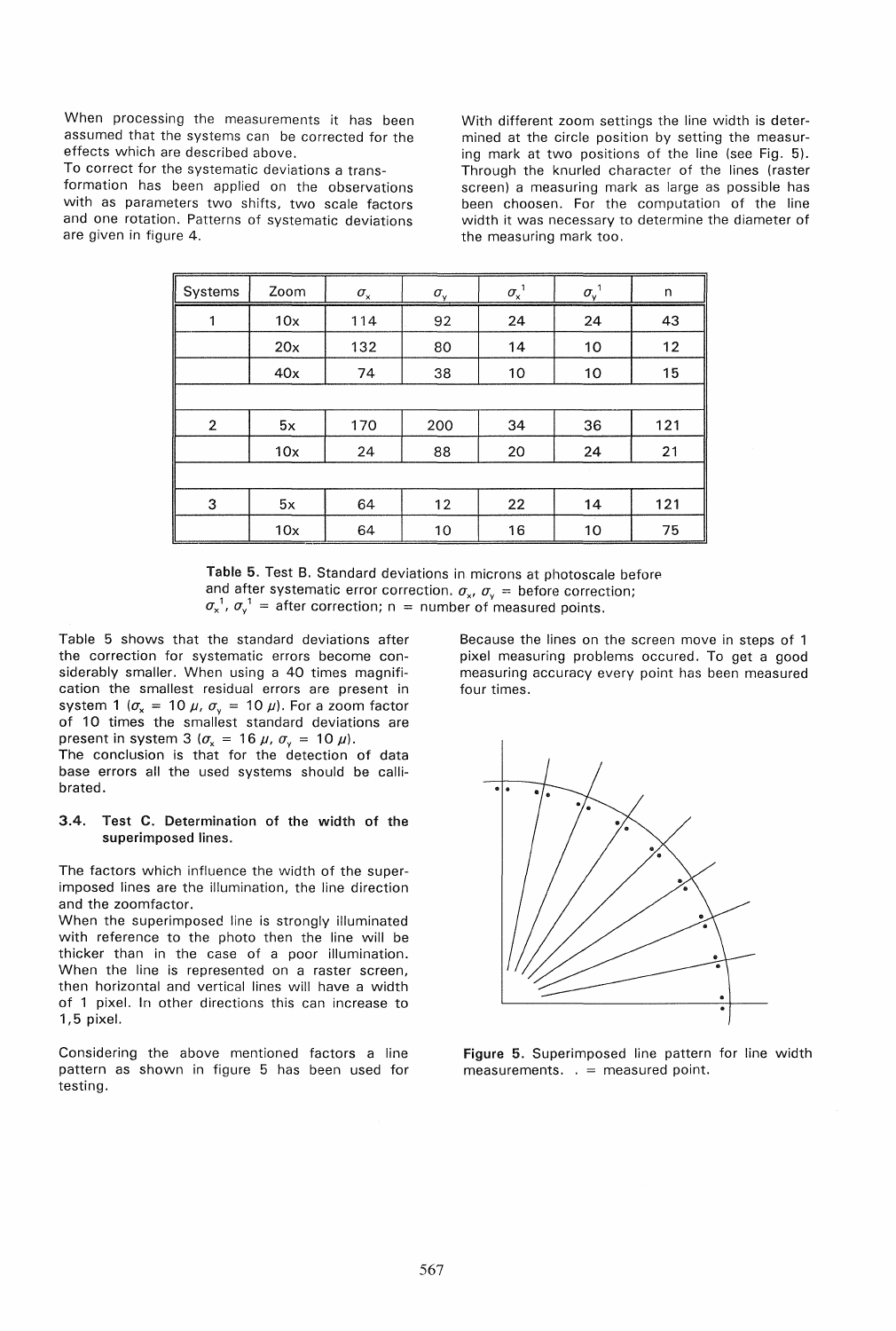When processing the measurements it has been assumed that the systems can be corrected for the effects which are described above.

To correct for the systematic deviations a transformation has been applied on the observations with as parameters two shifts, two scale factors and one rotation. Patterns of systematic deviations are given in figure 4.

With different zoom settings the line width is determined at the circle position by setting the measuring mark at two positions of the line (see Fig. 5). Through the knurled character of the lines (raster screen) a measuring mark as large as possible has been choosen. For the computation of the line width it was necessary to determine the diameter of the measuring mark too.

| Systems | Zoom | $\sigma_x$ | $\sigma_y$ | $\sigma_x^1$ | $\sigma_y^1$ | n |
|---|---|---|---|---|---|---|
| 1 | 10x | 114 | 92 | 24 | 24 | 43 |
| | 20x | 132 | 80 | 14 | 10 | 12 |
| | 40x | 74 | 38 | 10 | 10 | 15 |
| | | | | | | |
| 2 | 5x | 170 | 200 | 34 | 36 | 121 |
| | 10x | 24 | 88 | 20 | 24 | 21 |
| | | | | | | |
| 3 | 5x | 64 | 12 | 22 | 14 | 121 |
| | 10x | 64 | 10 | 16 | 10 | 75 |

**Table 5.** Test B. Standard deviations in microns at photoscale before and after systematic error correction. $\sigma_x$, $\sigma_y$ = before correction; $\sigma_x^1$, $\sigma_y^1$ = after correction; n = number of measured points.

Table 5 shows that the standard deviations after the correction for systematic errors become considerably smaller. When using a 40 times magnification the smallest residual errors are present in system 1 ($\sigma_x = 10\ \mu$, $\sigma_y = 10\ \mu$). For a zoom factor of 10 times the smallest standard deviations are present in system 3 ($\sigma_x = 16\ \mu$, $\sigma_y = 10\ \mu$).

The conclusion is that for the detection of data base errors all the used systems should be callibrated.

### 3.4. Test C. Determination of the width of the superimposed lines.

The factors which influence the width of the superimposed lines are the illumination, the line direction and the zoomfactor.

When the superimposed line is strongly illuminated with reference to the photo then the line will be thicker than in the case of a poor illumination. When the line is represented on a raster screen, then horizontal and vertical lines will have a width of 1 pixel. In other directions this can increase to 1,5 pixel.

Considering the above mentioned factors a line pattern as shown in figure 5 has been used for testing.

Because the lines on the screen move in steps of 1 pixel measuring problems occured. To get a good measuring accuracy every point has been measured four times.

**Figure 5.** Superimposed line pattern for line width measurements. . = measured point.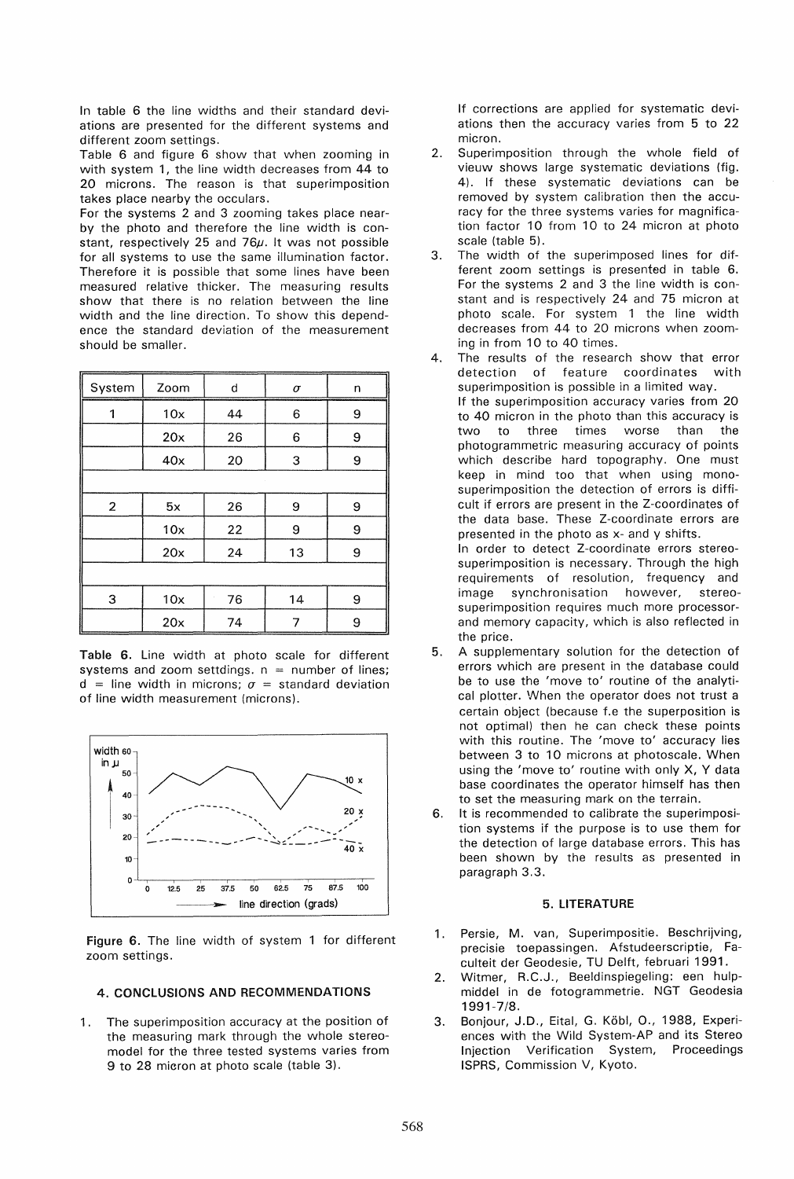In table 6 the line widths and their standard deviations are presented for the different systems and different zoom settings.

Table 6 and figure 6 show that when zooming in with system 1, the line width decreases from 44 to 20 microns. The reason is that superimposition takes place nearby the occulars.

For the systems 2 and 3 zooming takes place nearby the photo and therefore the line width is constant, respectively 25 and 76μ. It was not possible for all systems to use the same illumination factor. Therefore it is possible that some lines have been measured relative thicker. The measuring results show that there is no relation between the line width and the line direction. To show this dependence the standard deviation of the measurement should be smaller.

| System | Zoom | d | σ | n |
|---|---|---|---|---|
| 1 | 10x | 44 | 6 | 9 |
| | 20x | 26 | 6 | 9 |
| | 40x | 20 | 3 | 9 |
| | | | | |
| 2 | 5x | 26 | 9 | 9 |
| | 10x | 22 | 9 | 9 |
| | 20x | 24 | 13 | 9 |
| | | | | |
| 3 | 10x | 76 | 14 | 9 |
| | 20x | 74 | 7 | 9 |

**Table 6.** Line width at photo scale for different systems and zoom setttings. n = number of lines; d = line width in microns; σ = standard deviation of line width measurement (microns).

width in μ
60
50
40
30
20
10
0
10 x
20 x
40 x
0 12.5 25 37.5 50 62.5 75 87.5 100
line direction (grads)

**Figure 6.** The line width of system 1 for different zoom settings.

## 4. CONCLUSIONS AND RECOMMENDATIONS

1. The superimposition accuracy at the position of the measuring mark through the whole stereomodel for the three tested systems varies from 9 to 28 micron at photo scale (table 3).
   If corrections are applied for systematic deviations then the accuracy varies from 5 to 22 micron.
2. Superimposition through the whole field of vieuw shows large systematic deviations (fig. 4). If these systematic deviations can be removed by system calibration then the accuracy for the three systems varies for magnification factor 10 from 10 to 24 micron at photo scale (table 5).
3. The width of the superimposed lines for different zoom settings is presented in table 6. For the systems 2 and 3 the line width is constant and is respectively 24 and 75 micron at photo scale. For system 1 the line width decreases from 44 to 20 microns when zooming in from 10 to 40 times.
4. The results of the research show that error detection of feature coordinates with superimposition is possible in a limited way.
   If the superimposition accuracy varies from 20 to 40 micron in the photo than this accuracy is two to three times worse than the photogrammetric measuring accuracy of points which describe hard topography. One must keep in mind too that when using mono-superimposition the detection of errors is difficult if errors are present in the Z-coordinates of the data base. These Z-coordinate errors are presented in the photo as x- and y shifts.
   In order to detect Z-coordinate errors stereo-superimposition is necessary. Through the high requirements of resolution, frequency and image synchronisation however, stereo-superimposition requires much more processor- and memory capacity, which is also reflected in the price.
5. A supplementary solution for the detection of errors which are present in the database could be to use the 'move to' routine of the analytical plotter. When the operator does not trust a certain object (because f.e the superposition is not optimal) then he can check these points with this routine. The 'move to' accuracy lies between 3 to 10 microns at photoscale. When using the 'move to' routine with only X, Y data base coordinates the operator himself has then to set the measuring mark on the terrain.
6. It is recommended to calibrate the superimposition systems if the purpose is to use them for the detection of large database errors. This has been shown by the results as presented in paragraph 3.3.

## 5. LITERATURE

1. Persie, M. van, Superimpositie. Beschrijving, precisie toepassingen. Afstudeerscriptie, Faculteit der Geodesie, TU Delft, februari 1991.
2. Witmer, R.C.J., Beeldinspiegeling: een hulpmiddel in de fotogrammetrie. NGT Geodesia 1991-7/8.
3. Bonjour, J.D., Eital, G. Köbl, O., 1988, Experiences with the Wild System-AP and its Stereo Injection Verification System, Proceedings ISPRS, Commission V, Kyoto.